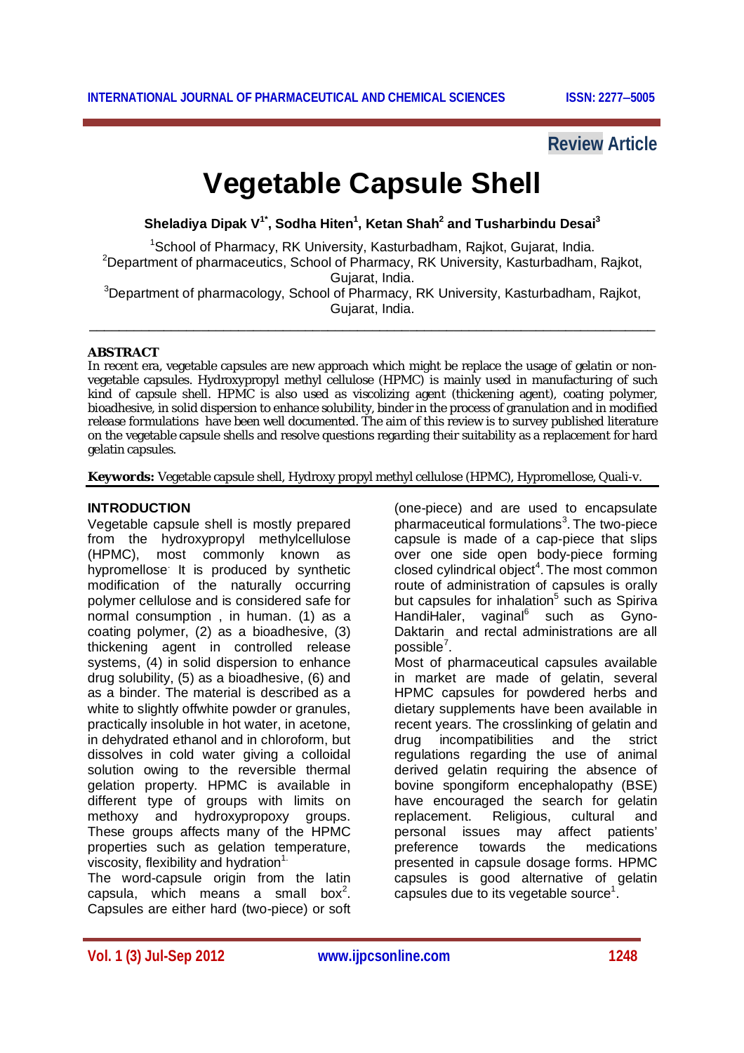Review Article

# Vegetable Capsule Shell

**Sheladiya Dipak V[1*], Sodha Hiten[1], Ketan Shah[2] and Tusharbindu Desai[3]**

[1]School of Pharmacy, RK University, Kasturbadham, Rajkot, Gujarat, India.
[2]Department of pharmaceutics, School of Pharmacy, RK University, Kasturbadham, Rajkot, Gujarat, India.
[3]Department of pharmacology, School of Pharmacy, RK University, Kasturbadham, Rajkot, Gujarat, India.

---

**ABSTRACT**

In recent era, vegetable capsules are new approach which might be replace the usage of gelatin or non-vegetable capsules. Hydroxypropyl methyl cellulose (HPMC) is mainly used in manufacturing of such kind of capsule shell. HPMC is also used as viscolizing agent (thickening agent), coating polymer, bioadhesive, in solid dispersion to enhance solubility, binder in the process of granulation and in modified release formulations have been well documented. The aim of this review is to survey published literature on the vegetable capsule shells and resolve questions regarding their suitability as a replacement for hard gelatin capsules.

**Keywords:** Vegetable capsule shell, Hydroxy propyl methyl cellulose (HPMC), Hypromellose, Quali-v.

## INTRODUCTION

Vegetable capsule shell is mostly prepared from the hydroxypropyl methylcellulose (HPMC), most commonly known as hypromellose. It is produced by synthetic modification of the naturally occurring polymer cellulose and is considered safe for normal consumption , in human. (1) as a coating polymer, (2) as a bioadhesive, (3) thickening agent in controlled release systems, (4) in solid dispersion to enhance drug solubility, (5) as a bioadhesive, (6) and as a binder. The material is described as a white to slightly offwhite powder or granules, practically insoluble in hot water, in acetone, in dehydrated ethanol and in chloroform, but dissolves in cold water giving a colloidal solution owing to the reversible thermal gelation property. HPMC is available in different type of groups with limits on methoxy and hydroxypropoxy groups. These groups affects many of the HPMC properties such as gelation temperature, viscosity, flexibility and hydration[1].

The word-capsule origin from the latin capsula, which means a small box[2]. Capsules are either hard (two-piece) or soft (one-piece) and are used to encapsulate pharmaceutical formulations[3]. The two-piece capsule is made of a cap-piece that slips over one side open body-piece forming closed cylindrical object[4]. The most common route of administration of capsules is orally but capsules for inhalation[5] such as Spiriva HandiHaler, vaginal[6] such as Gyno-Daktarin and rectal administrations are all possible[7].

Most of pharmaceutical capsules available in market are made of gelatin, several HPMC capsules for powdered herbs and dietary supplements have been available in recent years. The crosslinking of gelatin and drug incompatibilities and the strict regulations regarding the use of animal derived gelatin requiring the absence of bovine spongiform encephalopathy (BSE) have encouraged the search for gelatin replacement. Religious, cultural and personal issues may affect patients' preference towards the medications presented in capsule dosage forms. HPMC capsules is good alternative of gelatin capsules due to its vegetable source[1].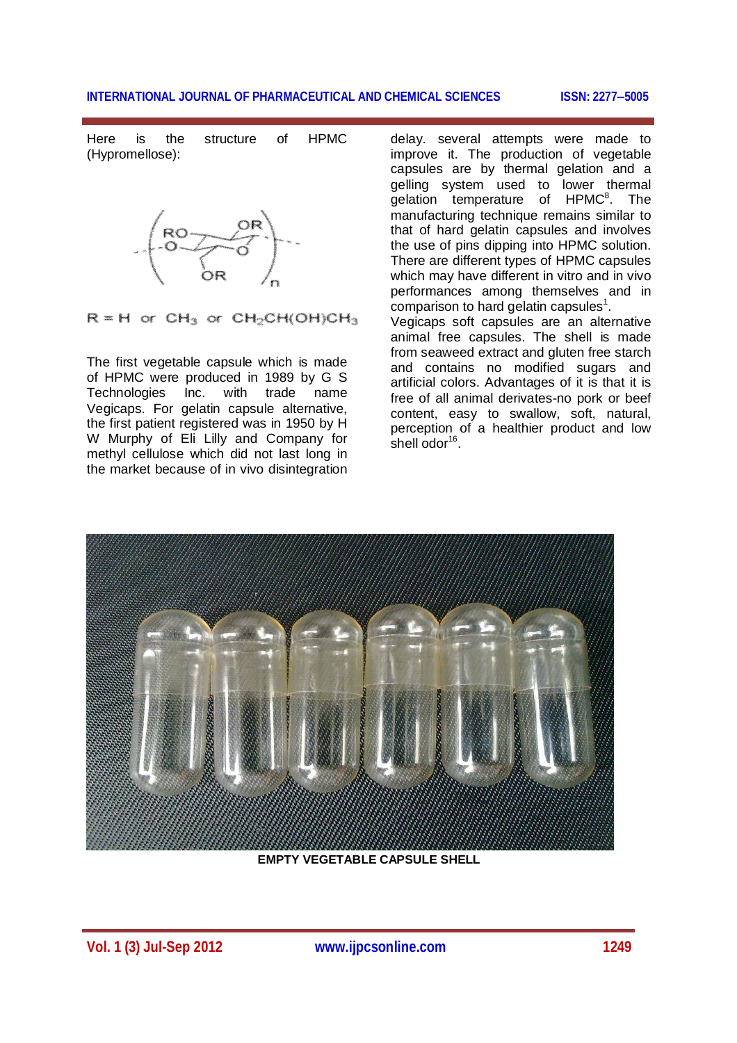Here is the structure of HPMC (Hypromellose):

R = H or $CH_3$ or $CH_2CH(OH)CH_3$

The first vegetable capsule which is made of HPMC were produced in 1989 by G S Technologies Inc. with trade name Vegicaps. For gelatin capsule alternative, the first patient registered was in 1950 by H W Murphy of Eli Lilly and Company for methyl cellulose which did not last long in the market because of in vivo disintegration delay. several attempts were made to improve it. The production of vegetable capsules are by thermal gelation and a gelling system used to lower thermal gelation temperature of HPMC[8]. The manufacturing technique remains similar to that of hard gelatin capsules and involves the use of pins dipping into HPMC solution. There are different types of HPMC capsules which may have different in vitro and in vivo performances among themselves and in comparison to hard gelatin capsules[1].

Vegicaps soft capsules are an alternative animal free capsules. The shell is made from seaweed extract and gluten free starch and contains no modified sugars and artificial colors. Advantages of it is that it is free of all animal derivates-no pork or beef content, easy to swallow, soft, natural, perception of a healthier product and low shell odor[16].

**EMPTY VEGETABLE CAPSULE SHELL**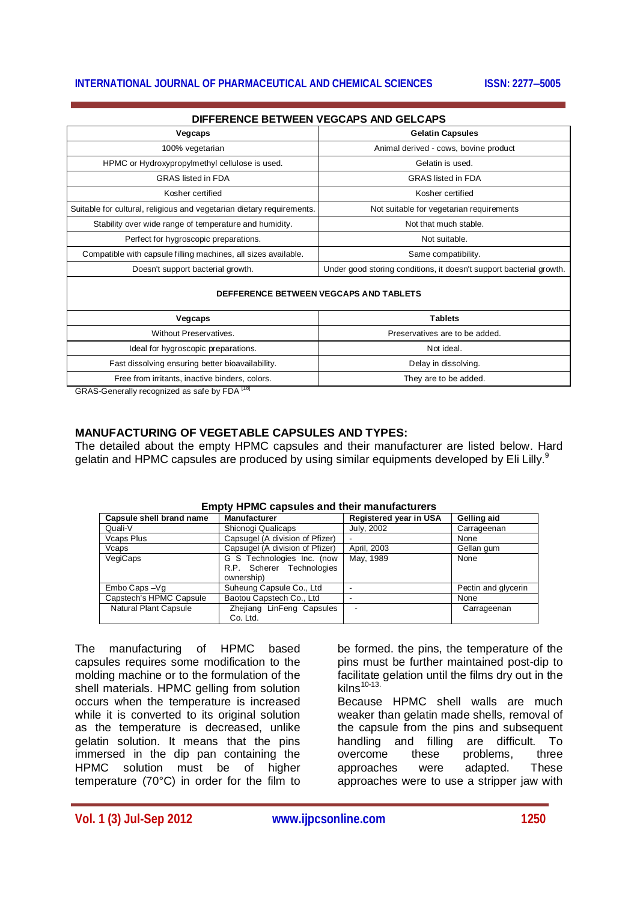**DIFFERENCE BETWEEN VEGCAPS AND GELCAPS**

| Vegcaps | Gelatin Capsules |
|---|---|
| 100% vegetarian | Animal derived - cows, bovine product |
| HPMC or Hydroxypropylmethyl cellulose is used. | Gelatin is used. |
| GRAS listed in FDA | GRAS listed in FDA |
| Kosher certified | Kosher certified |
| Suitable for cultural, religious and vegetarian dietary requirements. | Not suitable for vegetarian requirements |
| Stability over wide range of temperature and humidity. | Not that much stable. |
| Perfect for hygroscopic preparations. | Not suitable. |
| Compatible with capsule filling machines, all sizes available. | Same compatibility. |
| Doesn't support bacterial growth. | Under good storing conditions, it doesn't support bacterial growth. |

**DEFFERENCE BETWEEN VEGCAPS AND TABLETS**

| Vegcaps | Tablets |
|---|---|
| Without Preservatives. | Preservatives are to be added. |
| Ideal for hygroscopic preparations. | Not ideal. |
| Fast dissolving ensuring better bioavailability. | Delay in dissolving. |
| Free from irritants, inactive binders, colors. | They are to be added. |

GRAS-Generally recognized as safe by FDA [18]

## MANUFACTURING OF VEGETABLE CAPSULES AND TYPES:

The detailed about the empty HPMC capsules and their manufacturer are listed below. Hard gelatin and HPMC capsules are produced by using similar equipments developed by Eli Lilly.[9]

**Empty HPMC capsules and their manufacturers**

| Capsule shell brand name | Manufacturer | Registered year in USA | Gelling aid |
|---|---|---|---|
| Quali-V | Shionogi Qualicaps | July, 2002 | Carrageenan |
| Vcaps Plus | Capsugel (A division of Pfizer) | - | None |
| Vcaps | Capsugel (A division of Pfizer) | April, 2003 | Gellan gum |
| VegiCaps | G S Technologies Inc. (now R.P. Scherer Technologies ownership) | May, 1989 | None |
| Embo Caps –Vg | Suheung Capsule Co., Ltd | - | Pectin and glycerin |
| Capstech's HPMC Capsule | Baotou Capstech Co., Ltd | - | None |
| Natural Plant Capsule | Zhejiang LinFeng Capsules Co. Ltd. | - | Carrageenan |

The manufacturing of HPMC based capsules requires some modification to the molding machine or to the formulation of the shell materials. HPMC gelling from solution occurs when the temperature is increased while it is converted to its original solution as the temperature is decreased, unlike gelatin solution. It means that the pins immersed in the dip pan containing the HPMC solution must be of higher temperature (70°C) in order for the film to be formed. the pins, the temperature of the pins must be further maintained post-dip to facilitate gelation until the films dry out in the kilns[10-13].

Because HPMC shell walls are much weaker than gelatin made shells, removal of the capsule from the pins and subsequent handling and filling are difficult. To overcome these problems, three approaches were adapted. These approaches were to use a stripper jaw with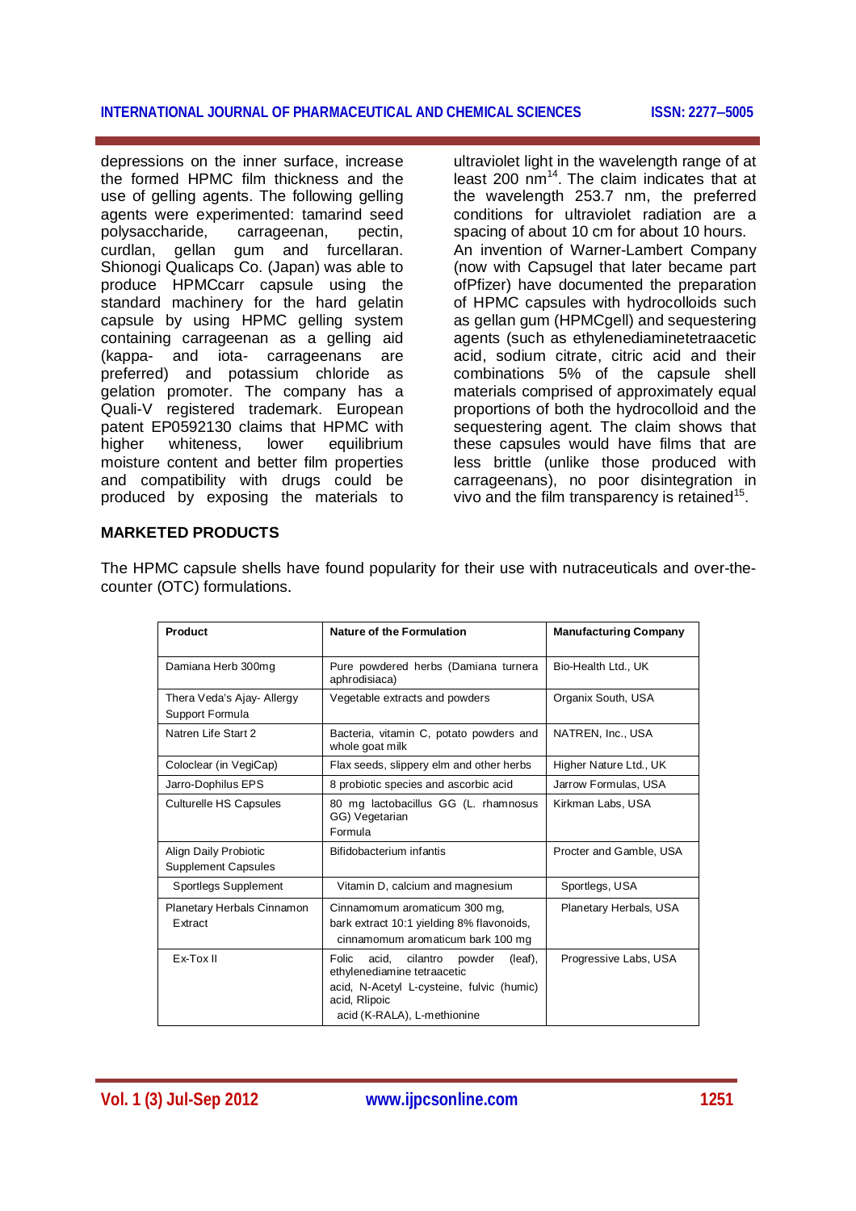depressions on the inner surface, increase the formed HPMC film thickness and the use of gelling agents. The following gelling agents were experimented: tamarind seed polysaccharide, carrageenan, pectin, curdlan, gellan gum and furcellaran. Shionogi Qualicaps Co. (Japan) was able to produce HPMCcarr capsule using the standard machinery for the hard gelatin capsule by using HPMC gelling system containing carrageenan as a gelling aid (kappa- and iota- carrageenans are preferred) and potassium chloride as gelation promoter. The company has a Quali-V registered trademark. European patent EP0592130 claims that HPMC with higher whiteness, lower equilibrium moisture content and better film properties and compatibility with drugs could be produced by exposing the materials to ultraviolet light in the wavelength range of at least 200 nm[14]. The claim indicates that at the wavelength 253.7 nm, the preferred conditions for ultraviolet radiation are a spacing of about 10 cm for about 10 hours. An invention of Warner-Lambert Company (now with Capsugel that later became part ofPfizer) have documented the preparation of HPMC capsules with hydrocolloids such as gellan gum (HPMCgell) and sequestering agents (such as ethylenediaminetetraacetic acid, sodium citrate, citric acid and their combinations 5% of the capsule shell materials comprised of approximately equal proportions of both the hydrocolloid and the sequestering agent. The claim shows that these capsules would have films that are less brittle (unlike those produced with carrageenans), no poor disintegration in vivo and the film transparency is retained[15].

## MARKETED PRODUCTS

The HPMC capsule shells have found popularity for their use with nutraceuticals and over-the-counter (OTC) formulations.

| Product | Nature of the Formulation | Manufacturing Company |
|---|---|---|
| Damiana Herb 300mg | Pure powdered herbs (Damiana turnera aphrodisiaca) | Bio-Health Ltd., UK |
| Thera Veda's Ajay- Allergy Support Formula | Vegetable extracts and powders | Organix South, USA |
| Natren Life Start 2 | Bacteria, vitamin C, potato powders and whole goat milk | NATREN, Inc., USA |
| Coloclear (in VegiCap) | Flax seeds, slippery elm and other herbs | Higher Nature Ltd., UK |
| Jarro-Dophilus EPS | 8 probiotic species and ascorbic acid | Jarrow Formulas, USA |
| Culturelle HS Capsules | 80 mg lactobacillus GG (L. rhamnosus GG) Vegetarian Formula | Kirkman Labs, USA |
| Align Daily Probiotic Supplement Capsules | Bifidobacterium infantis | Procter and Gamble, USA |
| Sportlegs Supplement | Vitamin D, calcium and magnesium | Sportlegs, USA |
| Planetary Herbals Cinnamon Extract | Cinnamomum aromaticum 300 mg, bark extract 10:1 yielding 8% flavonoids, cinnamomum aromaticum bark 100 mg | Planetary Herbals, USA |
| Ex-Tox II | Folic acid, cilantro powder (leaf), ethylenediamine tetraacetic acid, N-Acetyl L-cysteine, fulvic (humic) acid, Rlipoic acid (K-RALA), L-methionine | Progressive Labs, USA |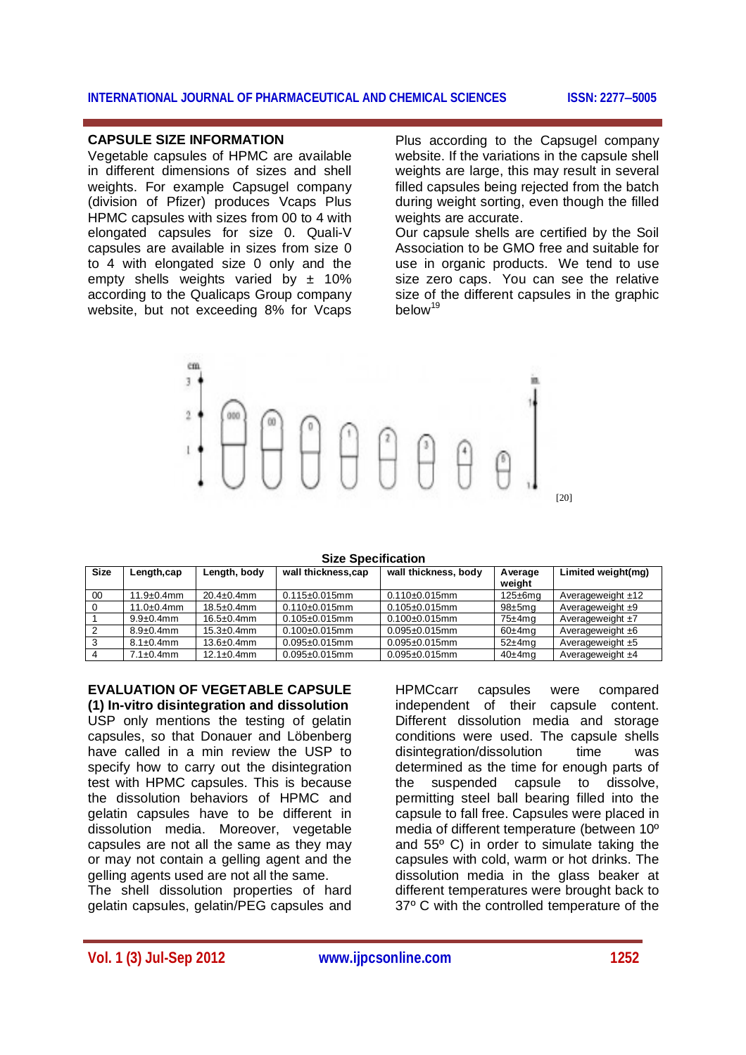## CAPSULE SIZE INFORMATION

Vegetable capsules of HPMC are available in different dimensions of sizes and shell weights. For example Capsugel company (division of Pfizer) produces Vcaps Plus HPMC capsules with sizes from 00 to 4 with elongated capsules for size 0. Quali-V capsules are available in sizes from size 0 to 4 with elongated size 0 only and the empty shells weights varied by ± 10% according to the Qualicaps Group company website, but not exceeding 8% for Vcaps Plus according to the Capsugel company website. If the variations in the capsule shell weights are large, this may result in several filled capsules being rejected from the batch during weight sorting, even though the filled weights are accurate.

Our capsule shells are certified by the Soil Association to be GMO free and suitable for use in organic products. We tend to use size zero caps. You can see the relative size of the different capsules in the graphic below[19]

[20]

**Size Specification**

| Size | Length,cap | Length, body | wall thickness,cap | wall thickness, body | Average weight | Limited weight(mg) |
|---|---|---|---|---|---|---|
| 00 | 11.9±0.4mm | 20.4±0.4mm | 0.115±0.015mm | 0.110±0.015mm | 125±6mg | Averageweight ±12 |
| 0 | 11.0±0.4mm | 18.5±0.4mm | 0.110±0.015mm | 0.105±0.015mm | 98±5mg | Averageweight ±9 |
| 1 | 9.9±0.4mm | 16.5±0.4mm | 0.105±0.015mm | 0.100±0.015mm | 75±4mg | Averageweight ±7 |
| 2 | 8.9±0.4mm | 15.3±0.4mm | 0.100±0.015mm | 0.095±0.015mm | 60±4mg | Averageweight ±6 |
| 3 | 8.1±0.4mm | 13.6±0.4mm | 0.095±0.015mm | 0.095±0.015mm | 52±4mg | Averageweight ±5 |
| 4 | 7.1±0.4mm | 12.1±0.4mm | 0.095±0.015mm | 0.095±0.015mm | 40±4mg | Averageweight ±4 |

## EVALUATION OF VEGETABLE CAPSULE

### (1) In-vitro disintegration and dissolution

USP only mentions the testing of gelatin capsules, so that Donauer and Löbenberg have called in a min review the USP to specify how to carry out the disintegration test with HPMC capsules. This is because the dissolution behaviors of HPMC and gelatin capsules have to be different in dissolution media. Moreover, vegetable capsules are not all the same as they may or may not contain a gelling agent and the gelling agents used are not all the same.

The shell dissolution properties of hard gelatin capsules, gelatin/PEG capsules and HPMCcarr capsules were compared independent of their capsule content. Different dissolution media and storage conditions were used. The capsule shells disintegration/dissolution time was determined as the time for enough parts of the suspended capsule to dissolve, permitting steel ball bearing filled into the capsule to fall free. Capsules were placed in media of different temperature (between 10º and 55º C) in order to simulate taking the capsules with cold, warm or hot drinks. The dissolution media in the glass beaker at different temperatures were brought back to 37º C with the controlled temperature of the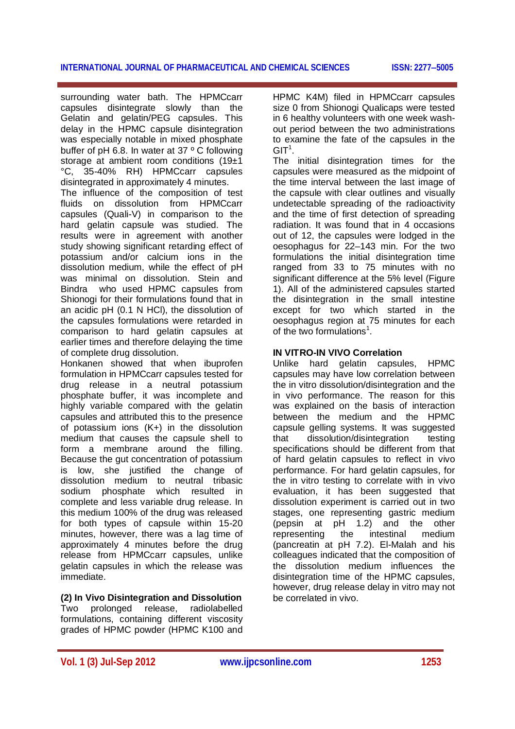surrounding water bath. The HPMCcarr capsules disintegrate slowly than the Gelatin and gelatin/PEG capsules. This delay in the HPMC capsule disintegration was especially notable in mixed phosphate buffer of pH 6.8. In water at 37 º C following storage at ambient room conditions (19±1 °C, 35-40% RH) HPMCcarr capsules disintegrated in approximately 4 minutes.

The influence of the composition of test fluids on dissolution from HPMCcarr capsules (Quali-V) in comparison to the hard gelatin capsule was studied. The results were in agreement with another study showing significant retarding effect of potassium and/or calcium ions in the dissolution medium, while the effect of pH was minimal on dissolution. Stein and Bindra who used HPMC capsules from Shionogi for their formulations found that in an acidic pH (0.1 N HCl), the dissolution of the capsules formulations were retarded in comparison to hard gelatin capsules at earlier times and therefore delaying the time of complete drug dissolution.

Honkanen showed that when ibuprofen formulation in HPMCcarr capsules tested for drug release in a neutral potassium phosphate buffer, it was incomplete and highly variable compared with the gelatin capsules and attributed this to the presence of potassium ions (K+) in the dissolution medium that causes the capsule shell to form a membrane around the filling. Because the gut concentration of potassium is low, she justified the change of dissolution medium to neutral tribasic sodium phosphate which resulted in complete and less variable drug release. In this medium 100% of the drug was released for both types of capsule within 15-20 minutes, however, there was a lag time of approximately 4 minutes before the drug release from HPMCcarr capsules, unlike gelatin capsules in which the release was immediate.

**(2) In Vivo Disintegration and Dissolution**

Two prolonged release, radiolabelled formulations, containing different viscosity grades of HPMC powder (HPMC K100 and HPMC K4M) filed in HPMCcarr capsules size 0 from Shionogi Qualicaps were tested in 6 healthy volunteers with one week wash-out period between the two administrations to examine the fate of the capsules in the GIT[1].

The initial disintegration times for the capsules were measured as the midpoint of the time interval between the last image of the capsule with clear outlines and visually undetectable spreading of the radioactivity and the time of first detection of spreading radiation. It was found that in 4 occasions out of 12, the capsules were lodged in the oesophagus for 22–143 min. For the two formulations the initial disintegration time ranged from 33 to 75 minutes with no significant difference at the 5% level (Figure 1). All of the administered capsules started the disintegration in the small intestine except for two which started in the oesophagus region at 75 minutes for each of the two formulations[1].

**IN VITRO-IN VIVO Correlation**

Unlike hard gelatin capsules, HPMC capsules may have low correlation between the in vitro dissolution/disintegration and the in vivo performance. The reason for this was explained on the basis of interaction between the medium and the HPMC capsule gelling systems. It was suggested that dissolution/disintegration testing specifications should be different from that of hard gelatin capsules to reflect in vivo performance. For hard gelatin capsules, for the in vitro testing to correlate with in vivo evaluation, it has been suggested that dissolution experiment is carried out in two stages, one representing gastric medium (pepsin at pH 1.2) and the other representing the intestinal medium (pancreatin at pH 7.2). El-Malah and his colleagues indicated that the composition of the dissolution medium influences the disintegration time of the HPMC capsules, however, drug release delay in vitro may not be correlated in vivo.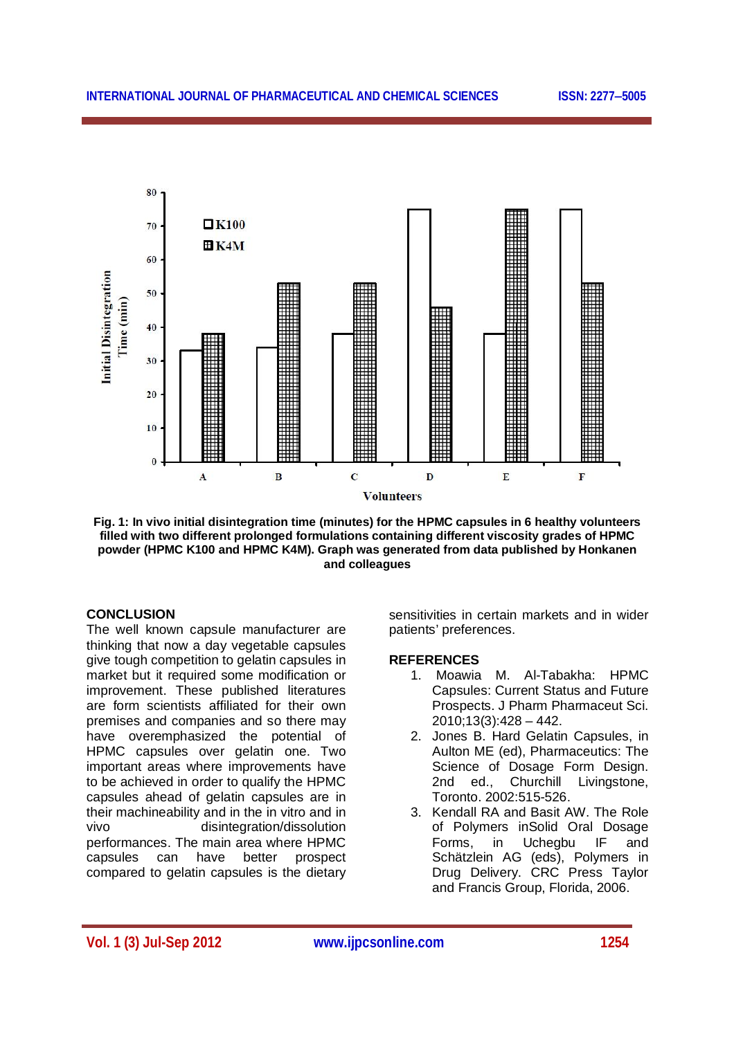Fig. 1: In vivo initial disintegration time (minutes) for the HPMC capsules in 6 healthy volunteers filled with two different prolonged formulations containing different viscosity grades of HPMC powder (HPMC K100 and HPMC K4M). Graph was generated from data published by Honkanen and colleagues

## CONCLUSION

The well known capsule manufacturer are thinking that now a day vegetable capsules give tough competition to gelatin capsules in market but it required some modification or improvement. These published literatures are form scientists affiliated for their own premises and companies and so there may have overemphasized the potential of HPMC capsules over gelatin one. Two important areas where improvements have to be achieved in order to qualify the HPMC capsules ahead of gelatin capsules are in their machineability and in the in vitro and in vivo disintegration/dissolution performances. The main area where HPMC capsules can have better prospect compared to gelatin capsules is the dietary sensitivities in certain markets and in wider patients' preferences.

## REFERENCES

1. Moawia M. Al-Tabakha: HPMC Capsules: Current Status and Future Prospects. J Pharm Pharmaceut Sci. 2010;13(3):428 – 442.
2. Jones B. Hard Gelatin Capsules, in Aulton ME (ed), Pharmaceutics: The Science of Dosage Form Design. 2nd ed., Churchill Livingstone, Toronto. 2002:515-526.
3. Kendall RA and Basit AW. The Role of Polymers inSolid Oral Dosage Forms, in Uchegbu IF and Schätzlein AG (eds), Polymers in Drug Delivery. CRC Press Taylor and Francis Group, Florida, 2006.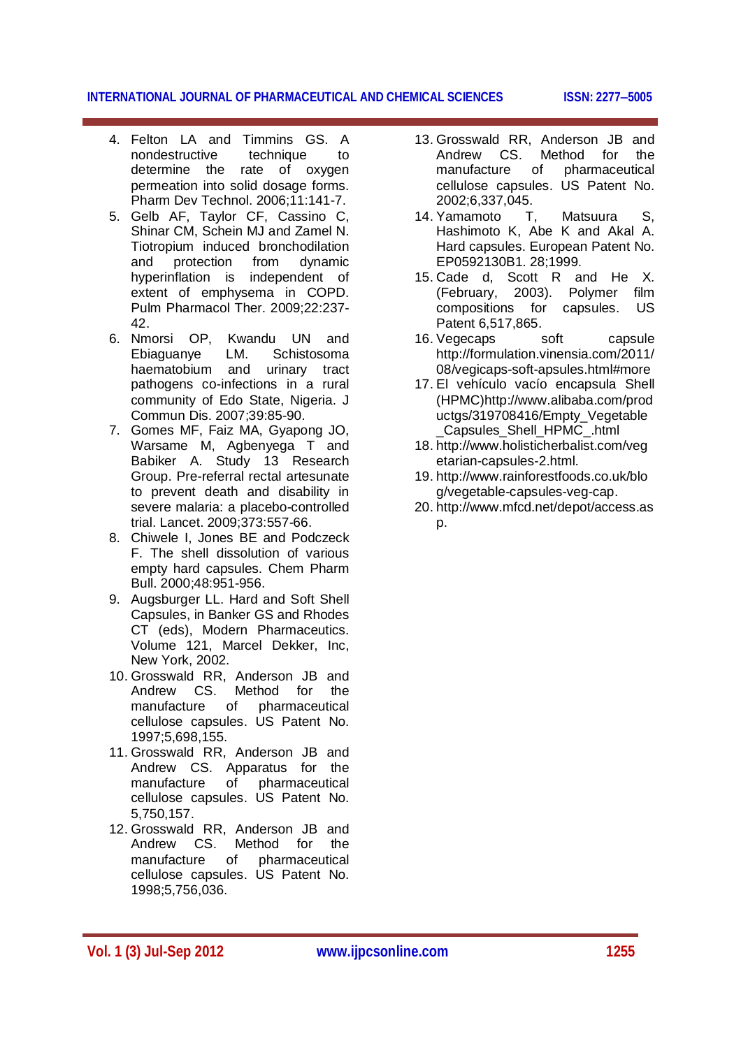4. Felton LA and Timmins GS. A nondestructive technique to determine the rate of oxygen permeation into solid dosage forms. Pharm Dev Technol. 2006;11:141-7.
5. Gelb AF, Taylor CF, Cassino C, Shinar CM, Schein MJ and Zamel N. Tiotropium induced bronchodilation and protection from dynamic hyperinflation is independent of extent of emphysema in COPD. Pulm Pharmacol Ther. 2009;22:237-42.
6. Nmorsi OP, Kwandu UN and Ebiaguanye LM. Schistosoma haematobium and urinary tract pathogens co-infections in a rural community of Edo State, Nigeria. J Commun Dis. 2007;39:85-90.
7. Gomes MF, Faiz MA, Gyapong JO, Warsame M, Agbenyega T and Babiker A. Study 13 Research Group. Pre-referral rectal artesunate to prevent death and disability in severe malaria: a placebo-controlled trial. Lancet. 2009;373:557-66.
8. Chiwele I, Jones BE and Podczeck F. The shell dissolution of various empty hard capsules. Chem Pharm Bull. 2000;48:951-956.
9. Augsburger LL. Hard and Soft Shell Capsules, in Banker GS and Rhodes CT (eds), Modern Pharmaceutics. Volume 121, Marcel Dekker, Inc, New York, 2002.
10. Grosswald RR, Anderson JB and Andrew CS. Method for the manufacture of pharmaceutical cellulose capsules. US Patent No. 1997;5,698,155.
11. Grosswald RR, Anderson JB and Andrew CS. Apparatus for the manufacture of pharmaceutical cellulose capsules. US Patent No. 5,750,157.
12. Grosswald RR, Anderson JB and Andrew CS. Method for the manufacture of pharmaceutical cellulose capsules. US Patent No. 1998;5,756,036.
13. Grosswald RR, Anderson JB and Andrew CS. Method for the manufacture of pharmaceutical cellulose capsules. US Patent No. 2002;6,337,045.
14. Yamamoto T, Matsuura S, Hashimoto K, Abe K and Akal A. Hard capsules. European Patent No. EP0592130B1. 28;1999.
15. Cade d, Scott R and He X. (February, 2003). Polymer film compositions for capsules. US Patent 6,517,865.
16. Vegecaps soft capsule http://formulation.vinensia.com/2011/08/vegicaps-soft-apsules.html#more
17. El vehículo vacío encapsula Shell (HPMC)http://www.alibaba.com/productgs/319708416/Empty_Vegetable_Capsules_Shell_HPMC_.html
18. http://www.holisticherbalist.com/vegetarian-capsules-2.html.
19. http://www.rainforestfoods.co.uk/blog/vegetable-capsules-veg-cap.
20. http://www.mfcd.net/depot/access.asp.